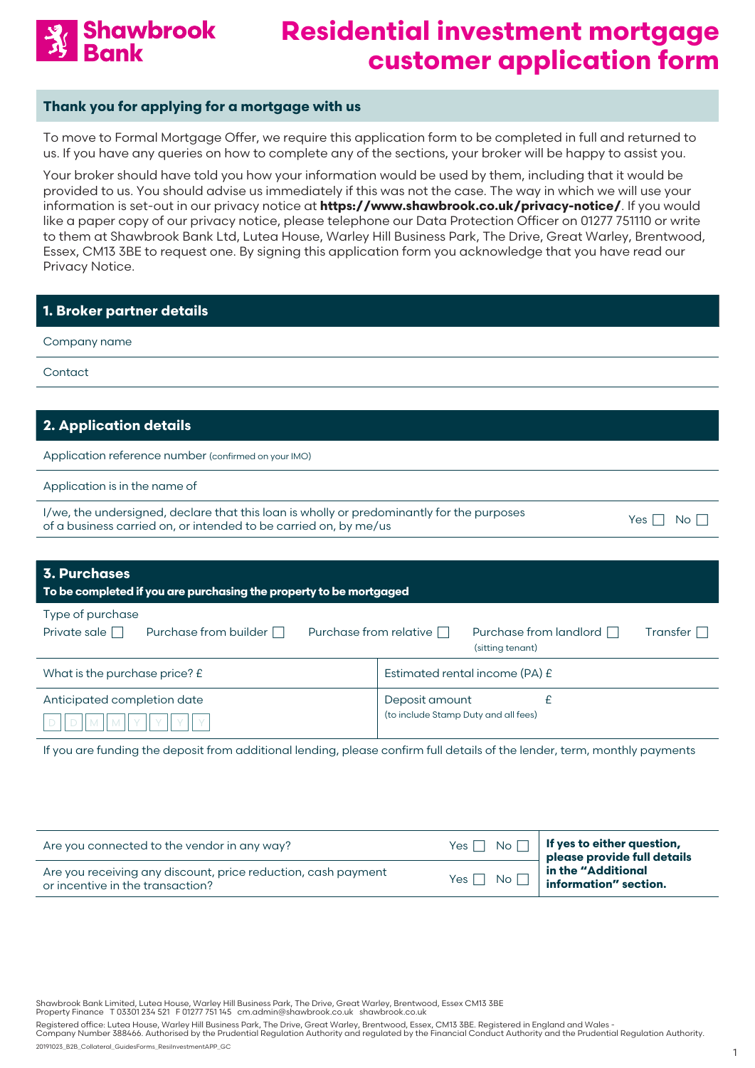# Shawbrook Bank

# Residential investment mortgage customer application form

## Thank you for applying for a mortgage with us

To move to Formal Mortgage Offer, we require this application form to be completed in full and returned to us. If you have any queries on how to complete any of the sections, your broker will be happy to assist you.

Your broker should have told you how your information would be used by them, including that it would be provided to us. You should advise us immediately if this was not the case. The way in which we will use your information is set-out in our privacy notice at **https://www.shawbrook.co.uk/privacy-notice/**. If you would like a paper copy of our privacy notice, please telephone our Data Protection Officer on 01277 751110 or write to them at Shawbrook Bank Ltd, Lutea House, Warley Hill Business Park, The Drive, Great Warley, Brentwood, Essex, CM13 3BE to request one. By signing this application form you acknowledge that you have read our Privacy Notice.

## 1. Broker partner details

| | |
|---|---|
| Company name | |
| Contact | |

## 2. Application details

| | |
|---|---|
| Application reference number (confirmed on your IMO) | |
| Application is in the name of | |
| I/we, the undersigned, declare that this loan is wholly or predominantly for the purposes of a business carried on, or intended to be carried on, by me/us | Yes ☐ No ☐ |

## 3. Purchases

**To be completed if you are purchasing the property to be mortgaged**

Type of purchase

Private sale ☐ Purchase from builder ☐ Purchase from relative ☐ Purchase from landlord (sitting tenant) ☐ Transfer ☐

| | |
|---|---|
| What is the purchase price? £ | Estimated rental income (PA) £ |
| Anticipated completion date D D M M Y Y Y Y | Deposit amount £ (to include Stamp Duty and all fees) |

If you are funding the deposit from additional lending, please confirm full details of the lender, term, monthly payments

| | | |
|---|---|---|
| Are you connected to the vendor in any way? | Yes ☐ No ☐ | **If yes to either question, please provide full details in the "Additional information" section.** |
| Are you receiving any discount, price reduction, cash payment or incentive in the transaction? | Yes ☐ No ☐ | |

Shawbrook Bank Limited, Lutea House, Warley Hill Business Park, The Drive, Great Warley, Brentwood, Essex CM13 3BE
Property Finance T 03301 234 521 F 01277 751 145 cm.admin@shawbrook.co.uk shawbrook.co.uk

Registered office: Lutea House, Warley Hill Business Park, The Drive, Great Warley, Brentwood, Essex, CM13 3BE. Registered in England and Wales - Company Number 388466. Authorised by the Prudential Regulation Authority and regulated by the Financial Conduct Authority and the Prudential Regulation Authority.

20191023_B2B_Collateral_GuidesForms_ResiInvestmentAPP_GC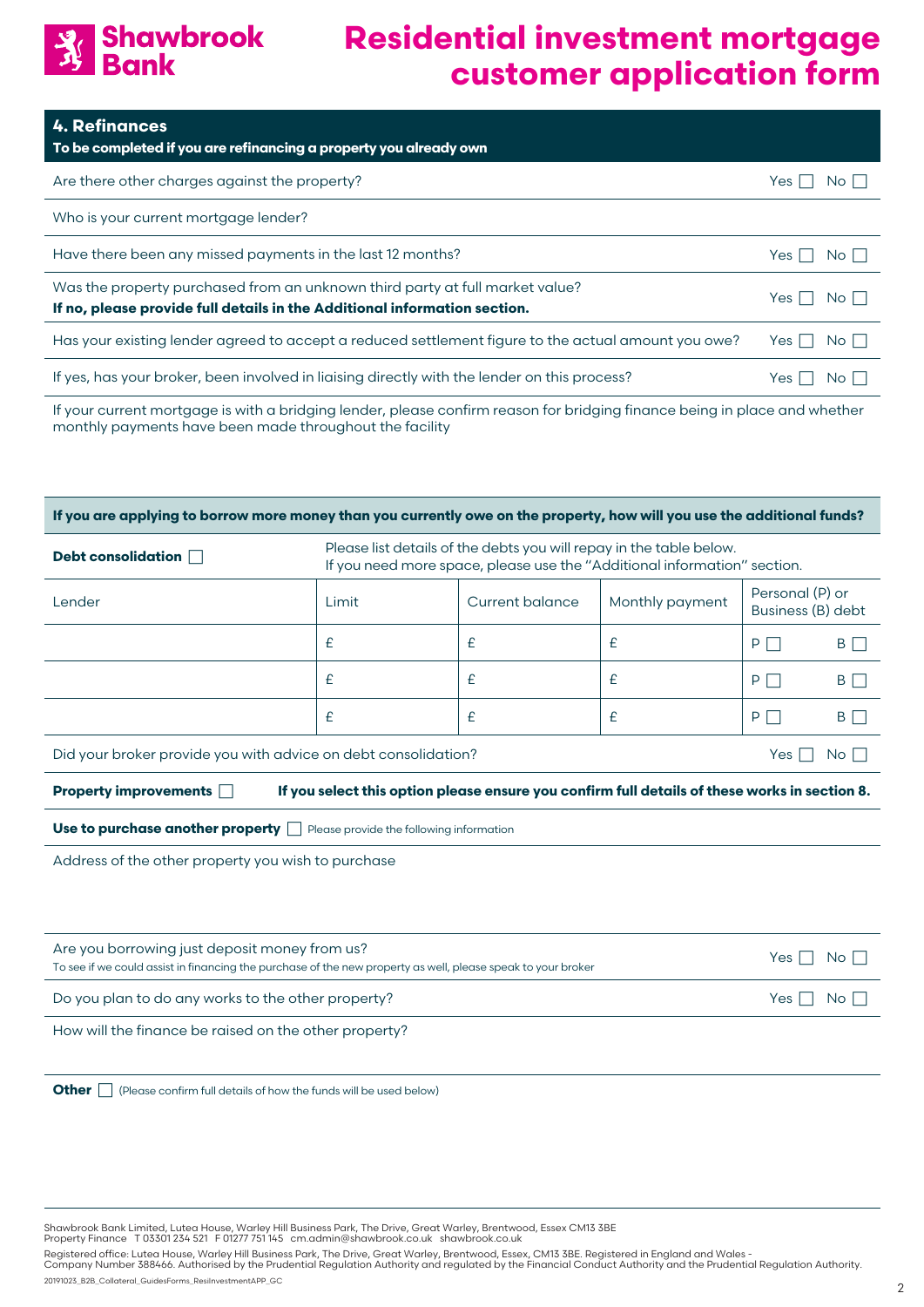# Residential investment mortgage customer application form

## 4. Refinances

**To be completed if you are refinancing a property you already own**

| | |
|---|---|
| Are there other charges against the property? | Yes ☐ No ☐ |
| Who is your current mortgage lender? | |
| Have there been any missed payments in the last 12 months? | Yes ☐ No ☐ |
| Was the property purchased from an unknown third party at full market value? **If no, please provide full details in the Additional information section.** | Yes ☐ No ☐ |
| Has your existing lender agreed to accept a reduced settlement figure to the actual amount you owe? | Yes ☐ No ☐ |
| If yes, has your broker, been involved in liaising directly with the lender on this process? | Yes ☐ No ☐ |

If your current mortgage is with a bridging lender, please confirm reason for bridging finance being in place and whether monthly payments have been made throughout the facility

**If you are applying to borrow more money than you currently owe on the property, how will you use the additional funds?**

**Debt consolidation** ☐ Please list details of the debts you will repay in the table below. If you need more space, please use the "Additional information" section.

| Lender | Limit | Current balance | Monthly payment | Personal (P) or Business (B) debt |
|---|---|---|---|---|
| | £ | £ | £ | P ☐ B ☐ |
| | £ | £ | £ | P ☐ B ☐ |
| | £ | £ | £ | P ☐ B ☐ |

Did your broker provide you with advice on debt consolidation? Yes ☐ No ☐

**Property improvements** ☐ **If you select this option please ensure you confirm full details of these works in section 8.**

**Use to purchase another property** ☐ Please provide the following information

Address of the other property you wish to purchase

| | |
|---|---|
| Are you borrowing just deposit money from us? To see if we could assist in financing the purchase of the new property as well, please speak to your broker | Yes ☐ No ☐ |
| Do you plan to do any works to the other property? | Yes ☐ No ☐ |

How will the finance be raised on the other property?

**Other** ☐ (Please confirm full details of how the funds will be used below)

Shawbrook Bank Limited, Lutea House, Warley Hill Business Park, The Drive, Great Warley, Brentwood, Essex CM13 3BE
Property Finance T 03301 234 521 F 01277 751 145 cm.admin@shawbrook.co.uk shawbrook.co.uk

Registered office: Lutea House, Warley Hill Business Park, The Drive, Great Warley, Brentwood, Essex, CM13 3BE. Registered in England and Wales - Company Number 388466. Authorised by the Prudential Regulation Authority and regulated by the Financial Conduct Authority and the Prudential Regulation Authority.

20191023_B2B_Collateral_GuidesForms_ResiInvestmentAPP_GC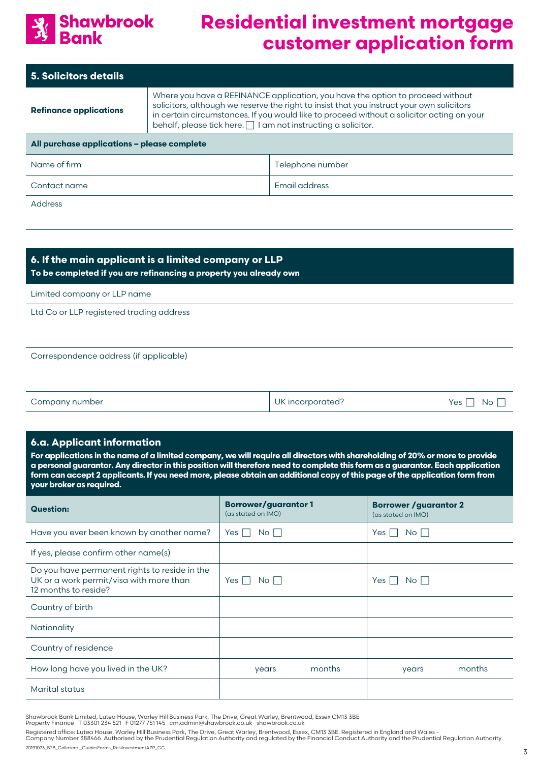# Residential investment mortgage customer application form

## 5. Solicitors details

| | |
|---|---|
| **Refinance applications** | Where you have a REFINANCE application, you have the option to proceed without solicitors, although we reserve the right to insist that you instruct your own solicitors in certain circumstances. If you would like to proceed without a solicitor acting on your behalf, please tick here. ☐ I am not instructing a solicitor. |

**All purchase applications – please complete**

| | |
|---|---|
| Name of firm | Telephone number |
| Contact name | Email address |

Address

## 6. If the main applicant is a limited company or LLP

**To be completed if you are refinancing a property you already own**

Limited company or LLP name

Ltd Co or LLP registered trading address

Correspondence address (if applicable)

| | |
|---|---|
| Company number | UK incorporated? Yes ☐ No ☐ |

## 6.a. Applicant information

**For applications in the name of a limited company, we will require all directors with shareholding of 20% or more to provide a personal guarantor. Any director in this position will therefore need to complete this form as a guarantor. Each application form can accept 2 applicants. If you need more, please obtain an additional copy of this page of the application form from your broker as required.**

| **Question:** | **Borrower/guarantor 1** (as stated on IMO) | **Borrower /guarantor 2** (as stated on IMO) |
|---|---|---|
| Have you ever been known by another name? | Yes ☐ No ☐ | Yes ☐ No ☐ |
| If yes, please confirm other name(s) | | |
| Do you have permanent rights to reside in the UK or a work permit/visa with more than 12 months to reside? | Yes ☐ No ☐ | Yes ☐ No ☐ |
| Country of birth | | |
| Nationality | | |
| Country of residence | | |
| How long have you lived in the UK? | years months | years months |
| Marital status | | |

Shawbrook Bank Limited, Lutea House, Warley Hill Business Park, The Drive, Great Warley, Brentwood, Essex CM13 3BE
Property Finance T 03301 234 521 F 01277 751 145 cm.admin@shawbrook.co.uk shawbrook.co.uk

Registered office: Lutea House, Warley Hill Business Park, The Drive, Great Warley, Brentwood, Essex, CM13 3BE. Registered in England and Wales - Company Number 388466. Authorised by the Prudential Regulation Authority and regulated by the Financial Conduct Authority and the Prudential Regulation Authority.

20191023_B2B_Collateral_GuidesForms_ResiInvestmentAPP_GC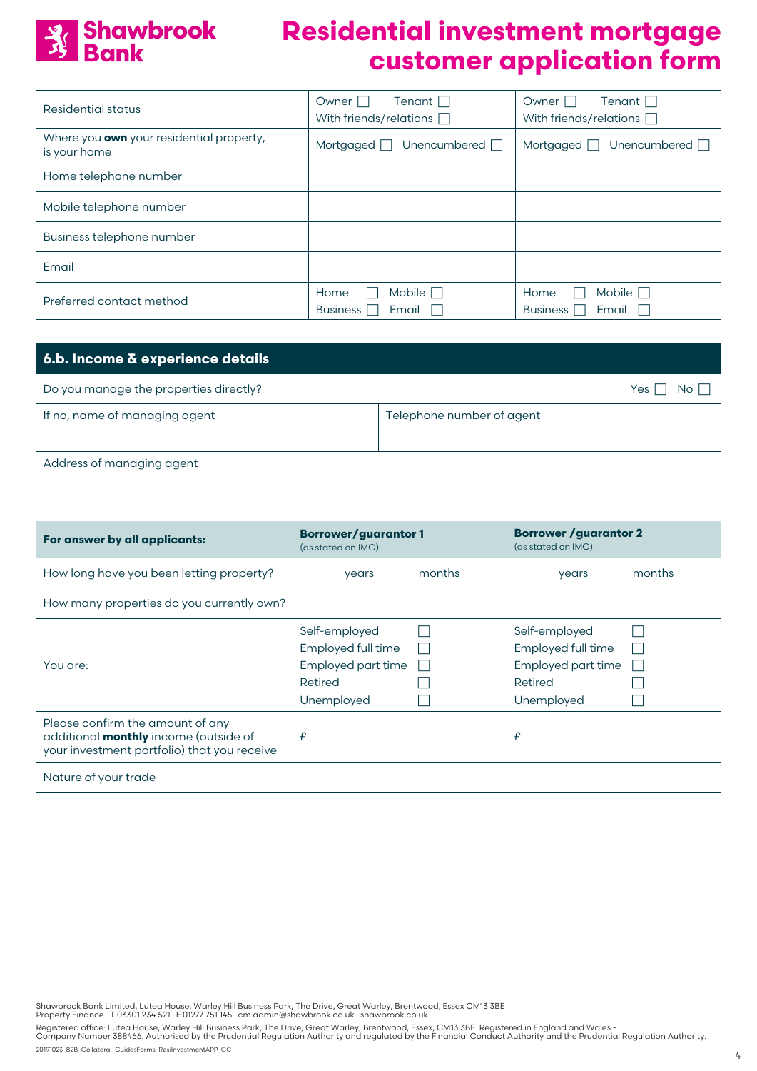# Shawbrook Bank

# Residential investment mortgage customer application form

| | | |
|---|---|---|
| Residential status | Owner ☐ Tenant ☐ With friends/relations ☐ | Owner ☐ Tenant ☐ With friends/relations ☐ |
| Where you **own** your residential property, is your home | Mortgaged ☐ Unencumbered ☐ | Mortgaged ☐ Unencumbered ☐ |
| Home telephone number | | |
| Mobile telephone number | | |
| Business telephone number | | |
| Email | | |
| Preferred contact method | Home ☐ Mobile ☐ Business ☐ Email ☐ | Home ☐ Mobile ☐ Business ☐ Email ☐ |

## 6.b. Income & experience details

Do you manage the properties directly? Yes ☐ No ☐

| If no, name of managing agent | Telephone number of agent |
|---|---|
| | |

Address of managing agent

| For answer by all applicants: | Borrower/guarantor 1 (as stated on IMO) | Borrower /guarantor 2 (as stated on IMO) |
|---|---|---|
| How long have you been letting property? | years months | years months |
| How many properties do you currently own? | | |
| You are: | Self-employed ☐ Employed full time ☐ Employed part time ☐ Retired ☐ Unemployed ☐ | Self-employed ☐ Employed full time ☐ Employed part time ☐ Retired ☐ Unemployed ☐ |
| Please confirm the amount of any additional **monthly** income (outside of your investment portfolio) that you receive | £ | £ |
| Nature of your trade | | |

Shawbrook Bank Limited, Lutea House, Warley Hill Business Park, The Drive, Great Warley, Brentwood, Essex CM13 3BE
Property Finance T 03301 234 521 F 01277 751 145 cm.admin@shawbrook.co.uk shawbrook.co.uk

Registered office: Lutea House, Warley Hill Business Park, The Drive, Great Warley, Brentwood, Essex, CM13 3BE. Registered in England and Wales - Company Number 388466. Authorised by the Prudential Regulation Authority and regulated by the Financial Conduct Authority and the Prudential Regulation Authority.

20191023_B2B_Collateral_GuidesForms_ResiInvestmentAPP_GC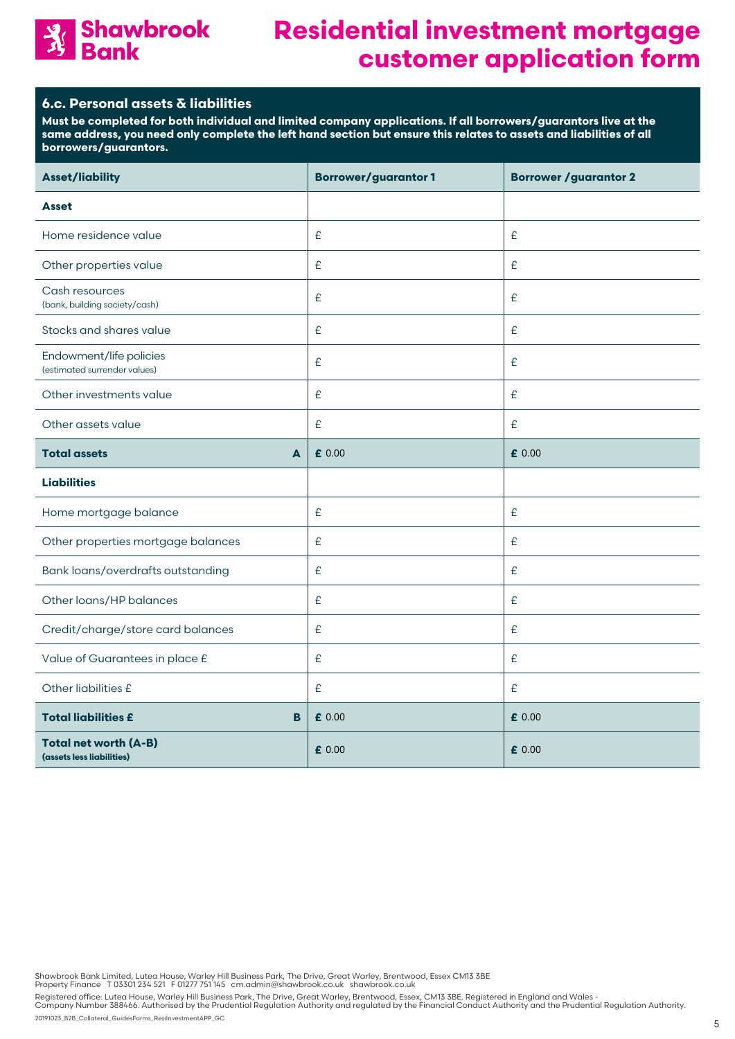## 6.c. Personal assets & liabilities

**Must be completed for both individual and limited company applications. If all borrowers/guarantors live at the same address, you need only complete the left hand section but ensure this relates to assets and liabilities of all borrowers/guarantors.**

| Asset/liability | Borrower/guarantor 1 | Borrower /guarantor 2 |
|---|---|---|
| **Asset** | | |
| Home residence value | £ | £ |
| Other properties value | £ | £ |
| Cash resources (bank, building society/cash) | £ | £ |
| Stocks and shares value | £ | £ |
| Endowment/life policies (estimated surrender values) | £ | £ |
| Other investments value | £ | £ |
| Other assets value | £ | £ |
| **Total assets** **A** | **£** 0.00 | **£** 0.00 |
| **Liabilities** | | |
| Home mortgage balance | £ | £ |
| Other properties mortgage balances | £ | £ |
| Bank loans/overdrafts outstanding | £ | £ |
| Other loans/HP balances | £ | £ |
| Credit/charge/store card balances | £ | £ |
| Value of Guarantees in place £ | £ | £ |
| Other liabilities £ | £ | £ |
| **Total liabilities £** **B** | **£** 0.00 | **£** 0.00 |
| **Total net worth (A-B)** **(assets less liabilities)** | **£** 0.00 | **£** 0.00 |

Shawbrook Bank Limited, Lutea House, Warley Hill Business Park, The Drive, Great Warley, Brentwood, Essex CM13 3BE
Property Finance T 03301 234 521 F 01277 751 145 cm.admin@shawbrook.co.uk shawbrook.co.uk

Registered office: Lutea House, Warley Hill Business Park, The Drive, Great Warley, Brentwood, Essex, CM13 3BE. Registered in England and Wales - Company Number 388466. Authorised by the Prudential Regulation Authority and regulated by the Financial Conduct Authority and the Prudential Regulation Authority.

20191023_B2B_Collateral_GuidesForms_ResiInvestmentAPP_GC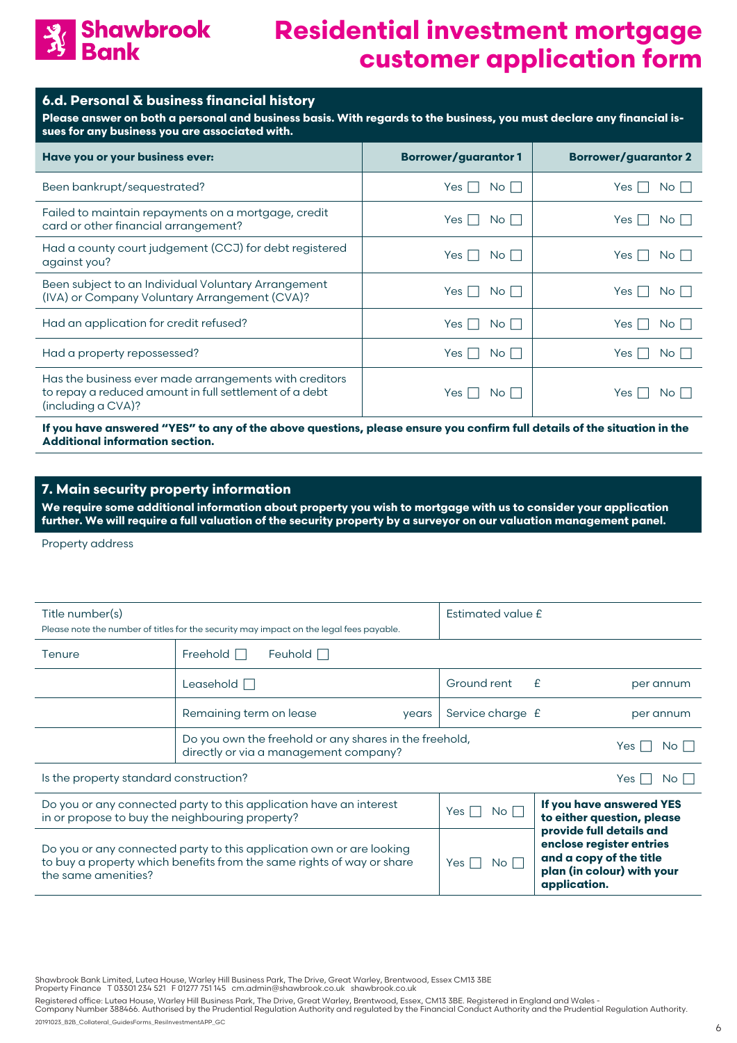# Residential investment mortgage customer application form

## 6.d. Personal & business financial history

**Please answer on both a personal and business basis. With regards to the business, you must declare any financial issues for any business you are associated with.**

| Have you or your business ever: | Borrower/guarantor 1 | Borrower/guarantor 2 |
|---|---|---|
| Been bankrupt/sequestrated? | Yes ☐ No ☐ | Yes ☐ No ☐ |
| Failed to maintain repayments on a mortgage, credit card or other financial arrangement? | Yes ☐ No ☐ | Yes ☐ No ☐ |
| Had a county court judgement (CCJ) for debt registered against you? | Yes ☐ No ☐ | Yes ☐ No ☐ |
| Been subject to an Individual Voluntary Arrangement (IVA) or Company Voluntary Arrangement (CVA)? | Yes ☐ No ☐ | Yes ☐ No ☐ |
| Had an application for credit refused? | Yes ☐ No ☐ | Yes ☐ No ☐ |
| Had a property repossessed? | Yes ☐ No ☐ | Yes ☐ No ☐ |
| Has the business ever made arrangements with creditors to repay a reduced amount in full settlement of a debt (including a CVA)? | Yes ☐ No ☐ | Yes ☐ No ☐ |

**If you have answered "YES" to any of the above questions, please ensure you confirm full details of the situation in the Additional information section.**

## 7. Main security property information

**We require some additional information about property you wish to mortgage with us to consider your application further. We will require a full valuation of the security property by a surveyor on our valuation management panel.**

Property address

| Title number(s)<br>Please note the number of titles for the security may impact on the legal fees payable. | | Estimated value £ | |
|---|---|---|---|
| Tenure | Freehold ☐ Feuhold ☐ | | |
| | Leasehold ☐ | Ground rent £ | per annum |
| | Remaining term on lease years | Service charge £ | per annum |
| | Do you own the freehold or any shares in the freehold, directly or via a management company? | | Yes ☐ No ☐ |
| Is the property standard construction? | | | Yes ☐ No ☐ |

| | | |
|---|---|---|
| Do you or any connected party to this application have an interest in or propose to buy the neighbouring property? | Yes ☐ No ☐ | **If you have answered YES to either question, please provide full details and enclose register entries and a copy of the title plan (in colour) with your application.** |
| Do you or any connected party to this application own or are looking to buy a property which benefits from the same rights of way or share the same amenities? | Yes ☐ No ☐ | |

Shawbrook Bank Limited, Lutea House, Warley Hill Business Park, The Drive, Great Warley, Brentwood, Essex CM13 3BE
Property Finance T 03301 234 521 F 01277 751 145 cm.admin@shawbrook.co.uk shawbrook.co.uk

Registered office: Lutea House, Warley Hill Business Park, The Drive, Great Warley, Brentwood, Essex, CM13 3BE. Registered in England and Wales - Company Number 388466. Authorised by the Prudential Regulation Authority and regulated by the Financial Conduct Authority and the Prudential Regulation Authority.

20191023_B2B_Collateral_GuidesForms_ResiInvestmentAPP_GC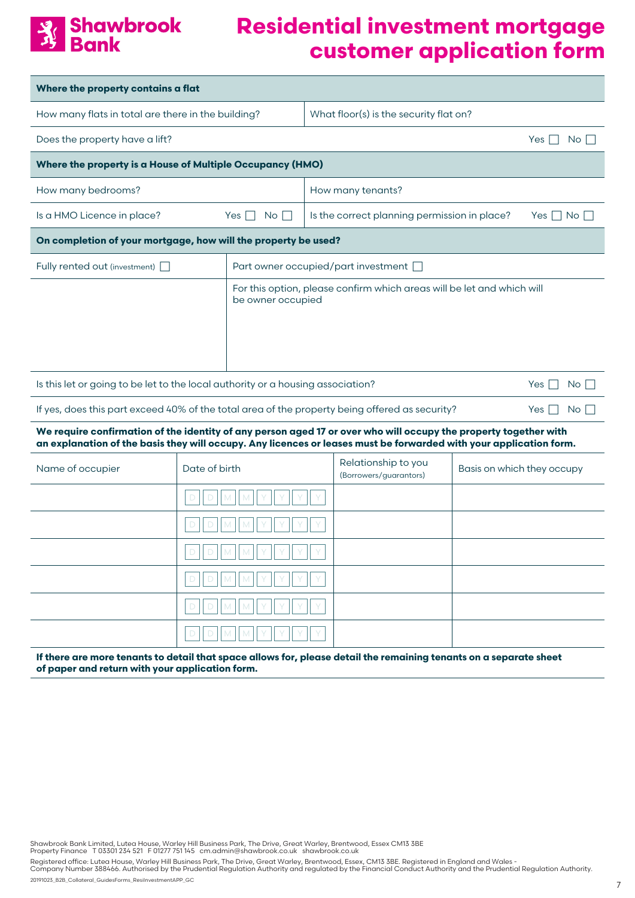# Residential investment mortgage customer application form

| Where the property contains a flat | |
|---|---|
| How many flats in total are there in the building? | What floor(s) is the security flat on? |
| Does the property have a lift? | Yes ☐ No ☐ |

| Where the property is a House of Multiple Occupancy (HMO) | |
|---|---|
| How many bedrooms? | How many tenants? |
| Is a HMO Licence in place? Yes ☐ No ☐ | Is the correct planning permission in place? Yes ☐ No ☐ |

| On completion of your mortgage, how will the property be used? | |
|---|---|
| Fully rented out (investment) ☐ | Part owner occupied/part investment ☐ |
| | For this option, please confirm which areas will be let and which will be owner occupied |

| | |
|---|---|
| Is this let or going to be let to the local authority or a housing association? | Yes ☐ No ☐ |
| If yes, does this part exceed 40% of the total area of the property being offered as security? | Yes ☐ No ☐ |

**We require confirmation of the identity of any person aged 17 or over who will occupy the property together with an explanation of the basis they will occupy. Any licences or leases must be forwarded with your application form.**

| Name of occupier | Date of birth | Relationship to you (Borrowers/guarantors) | Basis on which they occupy |
|---|---|---|---|
| | D D M M Y Y Y Y | | |
| | D D M M Y Y Y Y | | |
| | D D M M Y Y Y Y | | |
| | D D M M Y Y Y Y | | |
| | D D M M Y Y Y Y | | |
| | D D M M Y Y Y Y | | |

**If there are more tenants to detail that space allows for, please detail the remaining tenants on a separate sheet of paper and return with your application form.**

Shawbrook Bank Limited, Lutea House, Warley Hill Business Park, The Drive, Great Warley, Brentwood, Essex CM13 3BE
Property Finance T 03301 234 521 F 01277 751 145 cm.admin@shawbrook.co.uk shawbrook.co.uk

Registered office: Lutea House, Warley Hill Business Park, The Drive, Great Warley, Brentwood, Essex, CM13 3BE. Registered in England and Wales - Company Number 388466. Authorised by the Prudential Regulation Authority and regulated by the Financial Conduct Authority and the Prudential Regulation Authority.

20191023_B2B_Collateral_GuidesForms_ResiInvestmentAPP_GC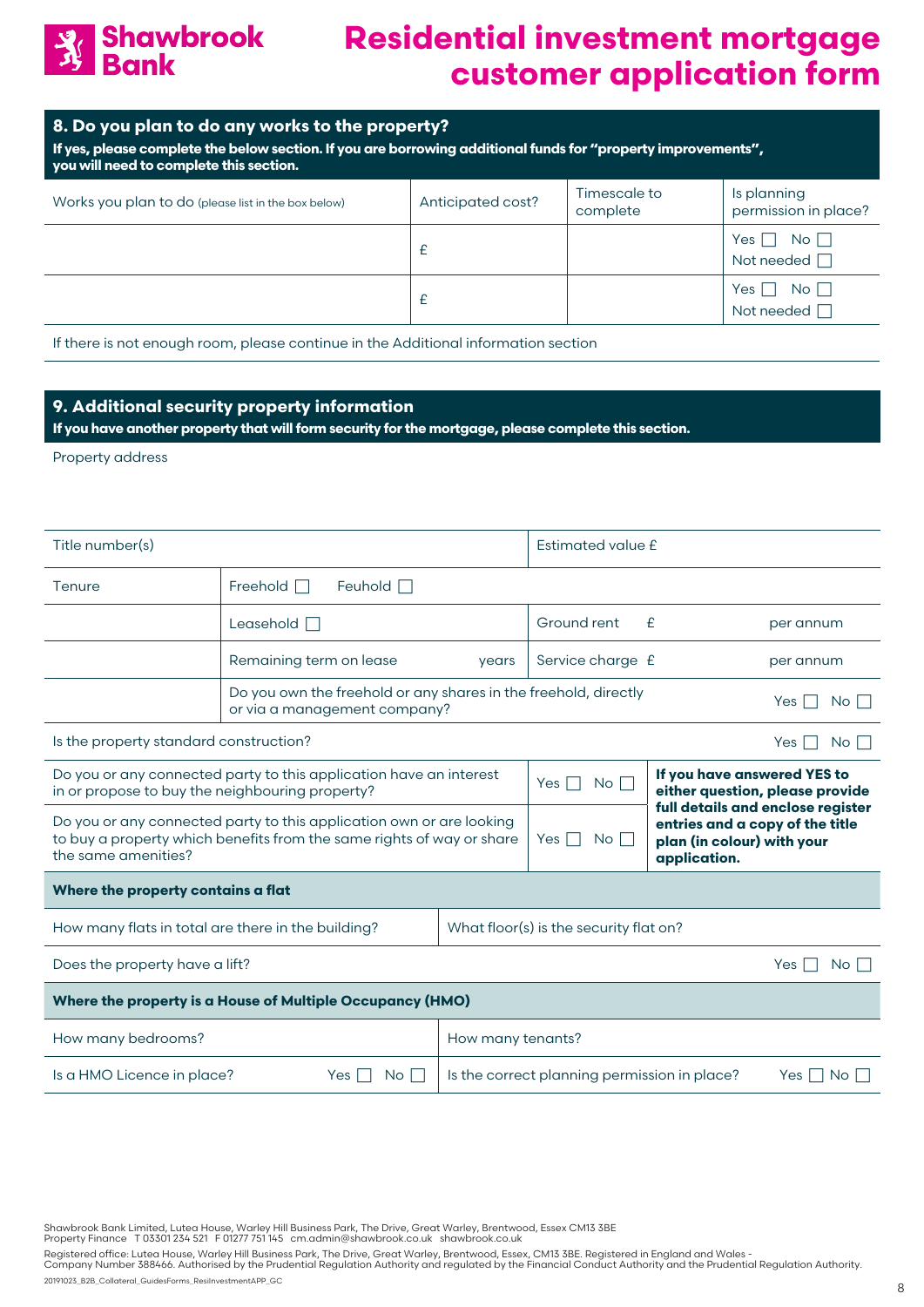# Residential investment mortgage customer application form

## 8. Do you plan to do any works to the property?

**If yes, please complete the below section. If you are borrowing additional funds for "property improvements", you will need to complete this section.**

| Works you plan to do (please list in the box below) | Anticipated cost? | Timescale to complete | Is planning permission in place? |
|---|---|---|---|
| | £ | | Yes ☐ No ☐ Not needed ☐ |
| | £ | | Yes ☐ No ☐ Not needed ☐ |

If there is not enough room, please continue in the Additional information section

## 9. Additional security property information

**If you have another property that will form security for the mortgage, please complete this section.**

Property address

| | | | |
|---|---|---|---|
| Title number(s) | | Estimated value £ | |
| Tenure | Freehold ☐ Feuhold ☐ | | |
| | Leasehold ☐ | Ground rent £ | per annum |
| | Remaining term on lease years | Service charge £ | per annum |
| | Do you own the freehold or any shares in the freehold, directly or via a management company? | | Yes ☐ No ☐ |
| Is the property standard construction? | | | Yes ☐ No ☐ |
| Do you or any connected party to this application have an interest in or propose to buy the neighbouring property? | | Yes ☐ No ☐ | **If you have answered YES to either question, please provide full details and enclose register entries and a copy of the title plan (in colour) with your application.** |
| Do you or any connected party to this application own or are looking to buy a property which benefits from the same rights of way or share the same amenities? | | Yes ☐ No ☐ | |

| **Where the property contains a flat** | |
|---|---|
| How many flats in total are there in the building? | What floor(s) is the security flat on? |
| Does the property have a lift? | Yes ☐ No ☐ |

| **Where the property is a House of Multiple Occupancy (HMO)** | |
|---|---|
| How many bedrooms? | How many tenants? |
| Is a HMO Licence in place? Yes ☐ No ☐ | Is the correct planning permission in place? Yes ☐ No ☐ |

Shawbrook Bank Limited, Lutea House, Warley Hill Business Park, The Drive, Great Warley, Brentwood, Essex CM13 3BE
Property Finance T 03301 234 521 F 01277 751 145 cm.admin@shawbrook.co.uk shawbrook.co.uk

Registered office: Lutea House, Warley Hill Business Park, The Drive, Great Warley, Brentwood, Essex, CM13 3BE. Registered in England and Wales - Company Number 388466. Authorised by the Prudential Regulation Authority and regulated by the Financial Conduct Authority and the Prudential Regulation Authority.

20191023_B2B_Collateral_GuidesForms_ResiInvestmentAPP_GC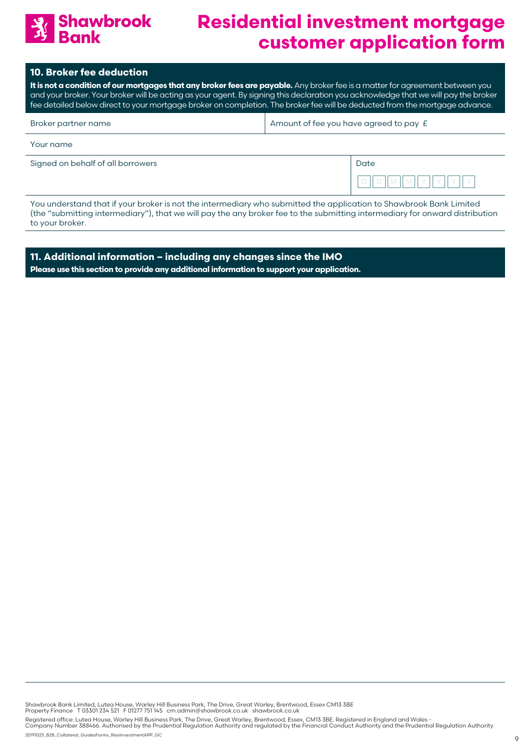# Shawbrook Bank

# Residential investment mortgage customer application form

## 10. Broker fee deduction

**It is not a condition of our mortgages that any broker fees are payable.** Any broker fee is a matter for agreement between you and your broker. Your broker will be acting as your agent. By signing this declaration you acknowledge that we will pay the broker fee detailed below direct to your mortgage broker on completion. The broker fee will be deducted from the mortgage advance.

| Broker partner name | Amount of fee you have agreed to pay £ |
| --- | --- |
| Your name | |
| Signed on behalf of all borrowers | Date D D M M Y Y Y Y |

You understand that if your broker is not the intermediary who submitted the application to Shawbrook Bank Limited (the "submitting intermediary"), that we will pay the any broker fee to the submitting intermediary for onward distribution to your broker.

## 11. Additional information – including any changes since the IMO

**Please use this section to provide any additional information to support your application.**

Shawbrook Bank Limited, Lutea House, Warley Hill Business Park, The Drive, Great Warley, Brentwood, Essex CM13 3BE
Property Finance T 03301 234 521 F 01277 751 145 cm.admin@shawbrook.co.uk shawbrook.co.uk

Registered office: Lutea House, Warley Hill Business Park, The Drive, Great Warley, Brentwood, Essex, CM13 3BE. Registered in England and Wales - Company Number 388466. Authorised by the Prudential Regulation Authority and regulated by the Financial Conduct Authority and the Prudential Regulation Authority.

20191023_B2B_Collateral_GuidesForms_ResiInvestmentAPP_GC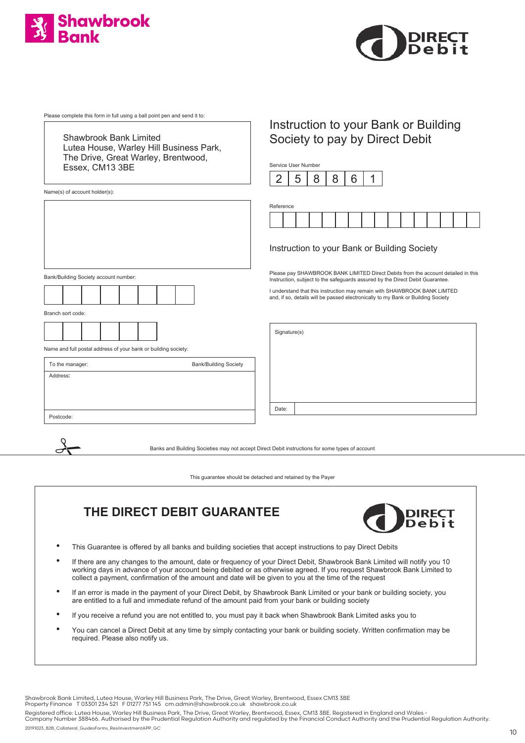Shawbrook Bank

DIRECT Debit

Please complete this form in full using a ball point pen and send it to:

Shawbrook Bank Limited
Lutea House, Warley Hill Business Park,
The Drive, Great Warley, Brentwood,
Essex, CM13 3BE

Name(s) of account holder(s):

Bank/Building Society account number:

| | | | | | | | |
|---|---|---|---|---|---|---|---|
| | | | | | | | |

Branch sort code:

| | | | | | |
|---|---|---|---|---|---|
| | | | | | |

Name and full postal address of your bank or building society:

To the manager: Bank/Building Society

Address:

Postcode:

## Instruction to your Bank or Building Society to pay by Direct Debit

Service User Number

| 2 | 5 | 8 | 8 | 6 | 1 |
|---|---|---|---|---|---|

Reference

| | | | | | | | | | | | | | | | |
|---|---|---|---|---|---|---|---|---|---|---|---|---|---|---|---|
| | | | | | | | | | | | | | | | |

### Instruction to your Bank or Building Society

Please pay SHAWBROOK BANK LIMITED Direct Debits from the account detailed in this Instruction, subject to the safeguards assured by the Direct Debit Guarantee.

I understand that this instruction may remain with SHAWBROOK BANK LIMTED and, if so, details will be passed electronically to my Bank or Building Society

Signature(s)

Date:

Banks and Building Societies may not accept Direct Debit instructions for some types of account

This guarantee should be detached and retained by the Payer

## THE DIRECT DEBIT GUARANTEE

DIRECT Debit

- This Guarantee is offered by all banks and building societies that accept instructions to pay Direct Debits
- If there are any changes to the amount, date or frequency of your Direct Debit, Shawbrook Bank Limited will notify you 10 working days in advance of your account being debited or as otherwise agreed. If you request Shawbrook Bank Limited to collect a payment, confirmation of the amount and date will be given to you at the time of the request
- If an error is made in the payment of your Direct Debit, by Shawbrook Bank Limited or your bank or building society, you are entitled to a full and immediate refund of the amount paid from your bank or building society
- If you receive a refund you are not entitled to, you must pay it back when Shawbrook Bank Limited asks you to
- You can cancel a Direct Debit at any time by simply contacting your bank or building society. Written confirmation may be required. Please also notify us.

Shawbrook Bank Limited, Lutea House, Warley Hill Business Park, The Drive, Great Warley, Brentwood, Essex CM13 3BE
Property Finance T 03301 234 521 F 01277 751 145 cm.admin@shawbrook.co.uk shawbrook.co.uk

Registered office: Lutea House, Warley Hill Business Park, The Drive, Great Warley, Brentwood, Essex, CM13 3BE. Registered in England and Wales - Company Number 388466. Authorised by the Prudential Regulation Authority and regulated by the Financial Conduct Authority and the Prudential Regulation Authority.

20191023_B2B_Collateral_GuidesForms_ResiInvestmentAPP_GC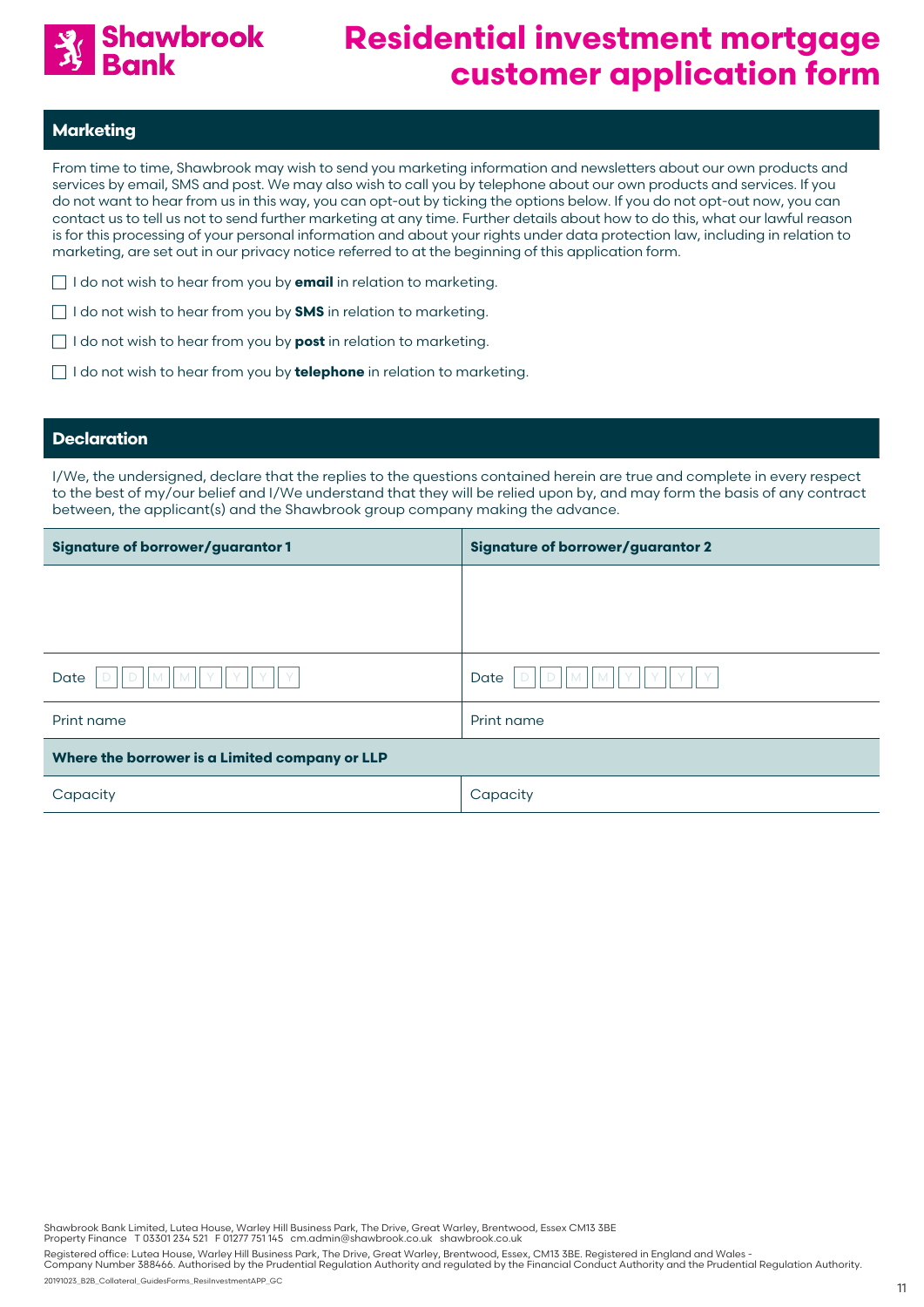# Residential investment mortgage customer application form

## Marketing

From time to time, Shawbrook may wish to send you marketing information and newsletters about our own products and services by email, SMS and post. We may also wish to call you by telephone about our own products and services. If you do not want to hear from us in this way, you can opt-out by ticking the options below. If you do not opt-out now, you can contact us to tell us not to send further marketing at any time. Further details about how to do this, what our lawful reason is for this processing of your personal information and about your rights under data protection law, including in relation to marketing, are set out in our privacy notice referred to at the beginning of this application form.

- ☐ I do not wish to hear from you by **email** in relation to marketing.
- ☐ I do not wish to hear from you by **SMS** in relation to marketing.
- ☐ I do not wish to hear from you by **post** in relation to marketing.
- ☐ I do not wish to hear from you by **telephone** in relation to marketing.

## Declaration

I/We, the undersigned, declare that the replies to the questions contained herein are true and complete in every respect to the best of my/our belief and I/We understand that they will be relied upon by, and may form the basis of any contract between, the applicant(s) and the Shawbrook group company making the advance.

| **Signature of borrower/guarantor 1** | **Signature of borrower/guarantor 2** |
|---|---|
| | |
| Date D D M M Y Y Y Y | Date D D M M Y Y Y Y |
| Print name | Print name |
| **Where the borrower is a Limited company or LLP** | |
| Capacity | Capacity |

Shawbrook Bank Limited, Lutea House, Warley Hill Business Park, The Drive, Great Warley, Brentwood, Essex CM13 3BE
Property Finance T 03301 234 521 F 01277 751 145 cm.admin@shawbrook.co.uk shawbrook.co.uk

Registered office: Lutea House, Warley Hill Business Park, The Drive, Great Warley, Brentwood, Essex, CM13 3BE. Registered in England and Wales - Company Number 388466. Authorised by the Prudential Regulation Authority and regulated by the Financial Conduct Authority and the Prudential Regulation Authority.

20191023_B2B_Collateral_GuidesForms_ResiInvestmentAPP_GC